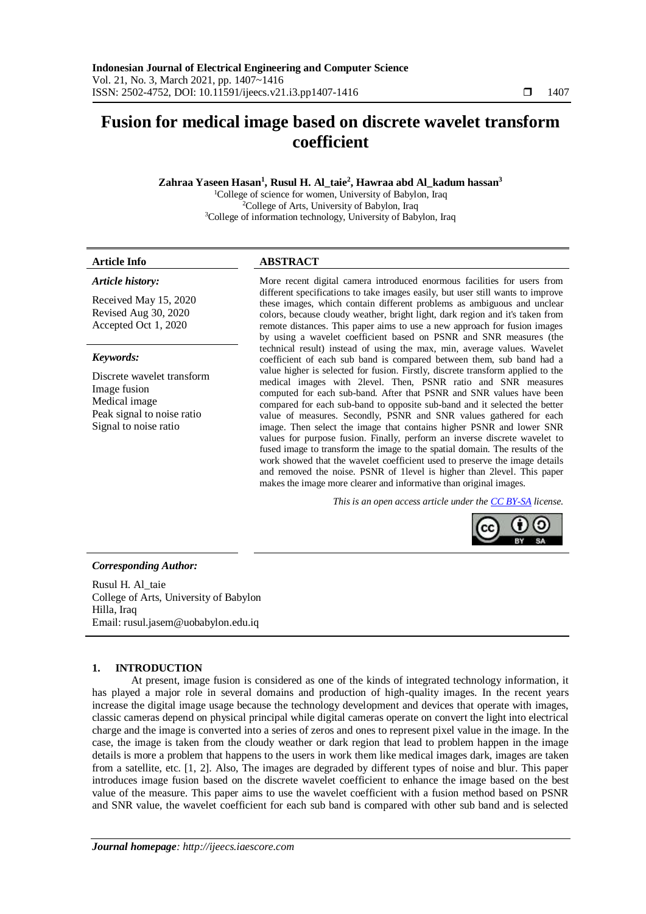# Fusion for medical image based on discrete wavelet transform coefficient

**Zahraa Yaseen Hasan[1], Rusul H. Al_taie[2], Hawraa abd Al_kadum hassan[3]**

[1]College of science for women, University of Babylon, Iraq
[2]College of Arts, University of Babylon, Iraq
[3]College of information technology, University of Babylon, Iraq

### Article Info

*Article history:*

Received May 15, 2020
Revised Aug 30, 2020
Accepted Oct 1, 2020

*Keywords:*

Discrete wavelet transform
Image fusion
Medical image
Peak signal to noise ratio
Signal to noise ratio

### ABSTRACT

More recent digital camera introduced enormous facilities for users from different specifications to take images easily, but user still wants to improve these images, which contain different problems as ambiguous and unclear colors, because cloudy weather, bright light, dark region and it's taken from remote distances. This paper aims to use a new approach for fusion images by using a wavelet coefficient based on PSNR and SNR measures (the technical result) instead of using the max, min, average values. Wavelet coefficient of each sub band is compared between them, sub band had a value higher is selected for fusion. Firstly, discrete transform applied to the medical images with 2level. Then, PSNR ratio and SNR measures computed for each sub-band. After that PSNR and SNR values have been compared for each sub-band to opposite sub-band and it selected the better value of measures. Secondly, PSNR and SNR values gathered for each image. Then select the image that contains higher PSNR and lower SNR values for purpose fusion. Finally, perform an inverse discrete wavelet to fused image to transform the image to the spatial domain. The results of the work showed that the wavelet coefficient used to preserve the image details and removed the noise. PSNR of 1level is higher than 2level. This paper makes the image more clearer and informative than original images.

*This is an open access article under the CC BY-SA license.*

***Corresponding Author:***

Rusul H. Al_taie
College of Arts, University of Babylon
Hilla, Iraq
Email: rusul.jasem@uobabylon.edu.iq

## 1. INTRODUCTION

At present, image fusion is considered as one of the kinds of integrated technology information, it has played a major role in several domains and production of high-quality images. In the recent years increase the digital image usage because the technology development and devices that operate with images, classic cameras depend on physical principal while digital cameras operate on convert the light into electrical charge and the image is converted into a series of zeros and ones to represent pixel value in the image. In the case, the image is taken from the cloudy weather or dark region that lead to problem happen in the image details is more a problem that happens to the users in work them like medical images dark, images are taken from a satellite, etc. [1, 2]. Also, The images are degraded by different types of noise and blur. This paper introduces image fusion based on the discrete wavelet coefficient to enhance the image based on the best value of the measure. This paper aims to use the wavelet coefficient with a fusion method based on PSNR and SNR value, the wavelet coefficient for each sub band is compared with other sub band and is selected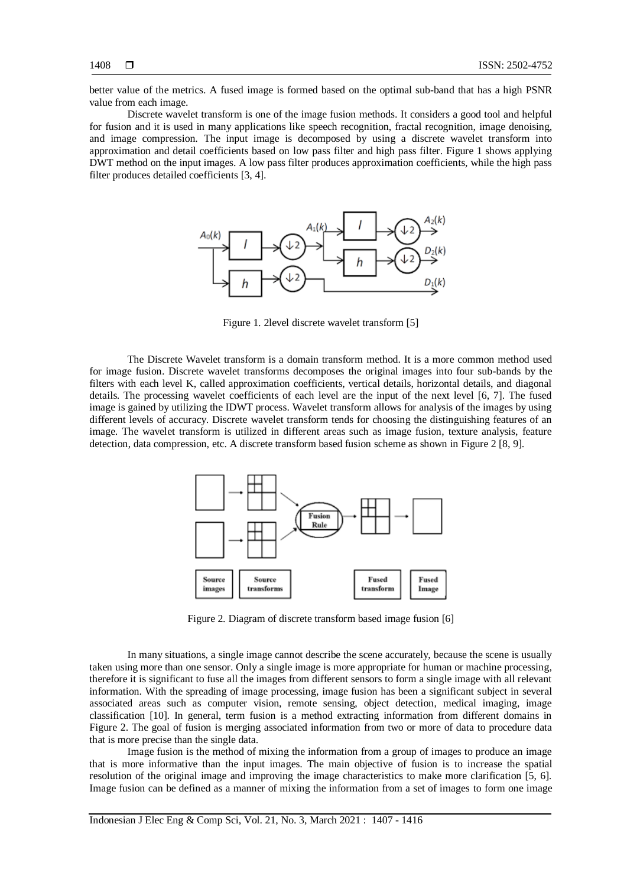better value of the metrics. A fused image is formed based on the optimal sub-band that has a high PSNR value from each image.

Discrete wavelet transform is one of the image fusion methods. It considers a good tool and helpful for fusion and it is used in many applications like speech recognition, fractal recognition, image denoising, and image compression. The input image is decomposed by using a discrete wavelet transform into approximation and detail coefficients based on low pass filter and high pass filter. Figure 1 shows applying DWT method on the input images. A low pass filter produces approximation coefficients, while the high pass filter produces detailed coefficients [3, 4].

Figure 1. 2level discrete wavelet transform [5]

The Discrete Wavelet transform is a domain transform method. It is a more common method used for image fusion. Discrete wavelet transforms decomposes the original images into four sub-bands by the filters with each level K, called approximation coefficients, vertical details, horizontal details, and diagonal details. The processing wavelet coefficients of each level are the input of the next level [6, 7]. The fused image is gained by utilizing the IDWT process. Wavelet transform allows for analysis of the images by using different levels of accuracy. Discrete wavelet transform tends for choosing the distinguishing features of an image. The wavelet transform is utilized in different areas such as image fusion, texture analysis, feature detection, data compression, etc. A discrete transform based fusion scheme as shown in Figure 2 [8, 9].

Figure 2. Diagram of discrete transform based image fusion [6]

In many situations, a single image cannot describe the scene accurately, because the scene is usually taken using more than one sensor. Only a single image is more appropriate for human or machine processing, therefore it is significant to fuse all the images from different sensors to form a single image with all relevant information. With the spreading of image processing, image fusion has been a significant subject in several associated areas such as computer vision, remote sensing, object detection, medical imaging, image classification [10]. In general, term fusion is a method extracting information from different domains in Figure 2. The goal of fusion is merging associated information from two or more of data to procedure data that is more precise than the single data.

Image fusion is the method of mixing the information from a group of images to produce an image that is more informative than the input images. The main objective of fusion is to increase the spatial resolution of the original image and improving the image characteristics to make more clarification [5, 6]. Image fusion can be defined as a manner of mixing the information from a set of images to form one image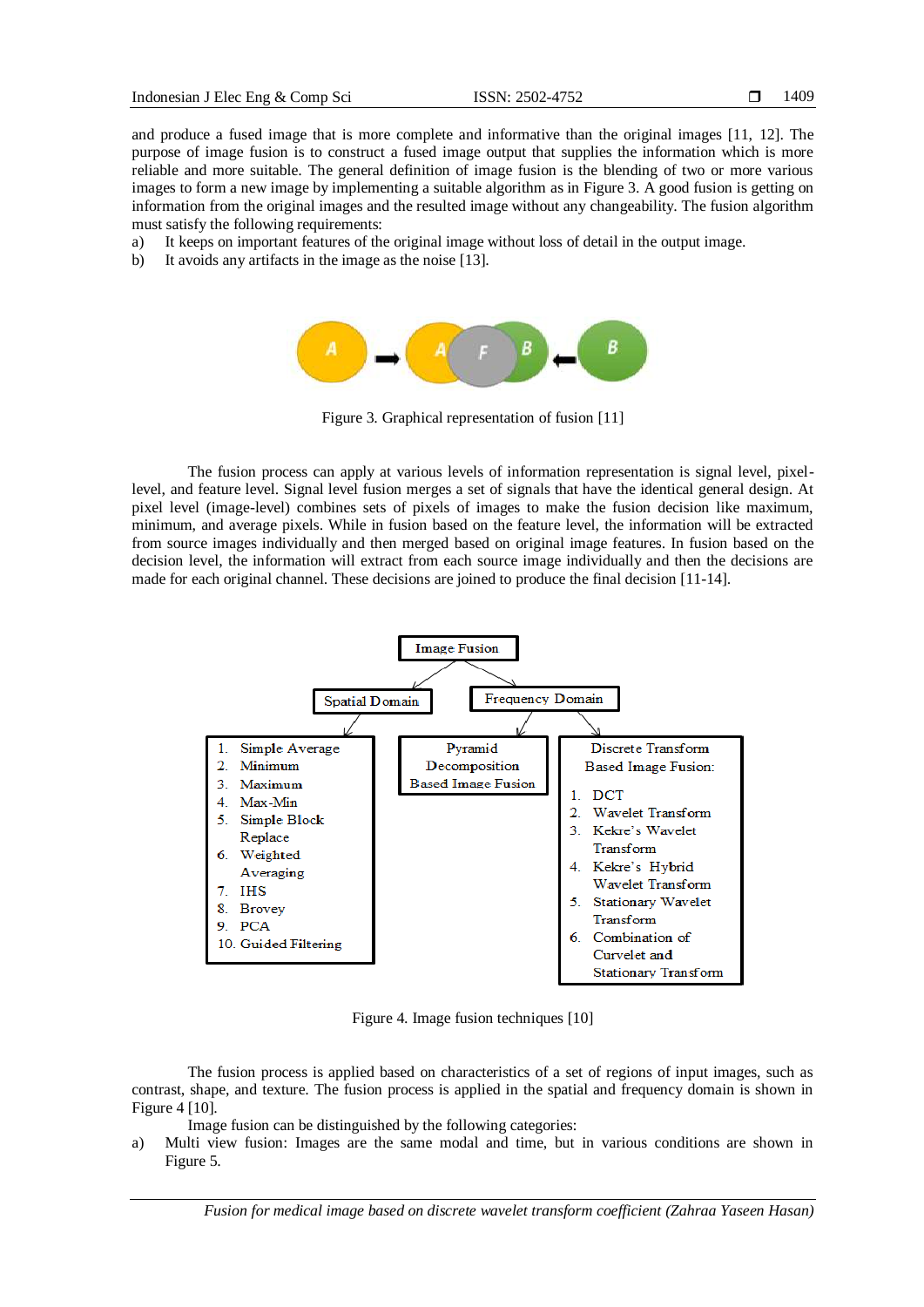and produce a fused image that is more complete and informative than the original images [11, 12]. The purpose of image fusion is to construct a fused image output that supplies the information which is more reliable and more suitable. The general definition of image fusion is the blending of two or more various images to form a new image by implementing a suitable algorithm as in Figure 3. A good fusion is getting on information from the original images and the resulted image without any changeability. The fusion algorithm must satisfy the following requirements:

a) It keeps on important features of the original image without loss of detail in the output image.
b) It avoids any artifacts in the image as the noise [13].

Figure 3. Graphical representation of fusion [11]

The fusion process can apply at various levels of information representation is signal level, pixel-level, and feature level. Signal level fusion merges a set of signals that have the identical general design. At pixel level (image-level) combines sets of pixels of images to make the fusion decision like maximum, minimum, and average pixels. While in fusion based on the feature level, the information will be extracted from source images individually and then merged based on original image features. In fusion based on the decision level, the information will extract from each source image individually and then the decisions are made for each original channel. These decisions are joined to produce the final decision [11-14].

Figure 4. Image fusion techniques [10]

The fusion process is applied based on characteristics of a set of regions of input images, such as contrast, shape, and texture. The fusion process is applied in the spatial and frequency domain is shown in Figure 4 [10].

Image fusion can be distinguished by the following categories:

a) Multi view fusion: Images are the same modal and time, but in various conditions are shown in Figure 5.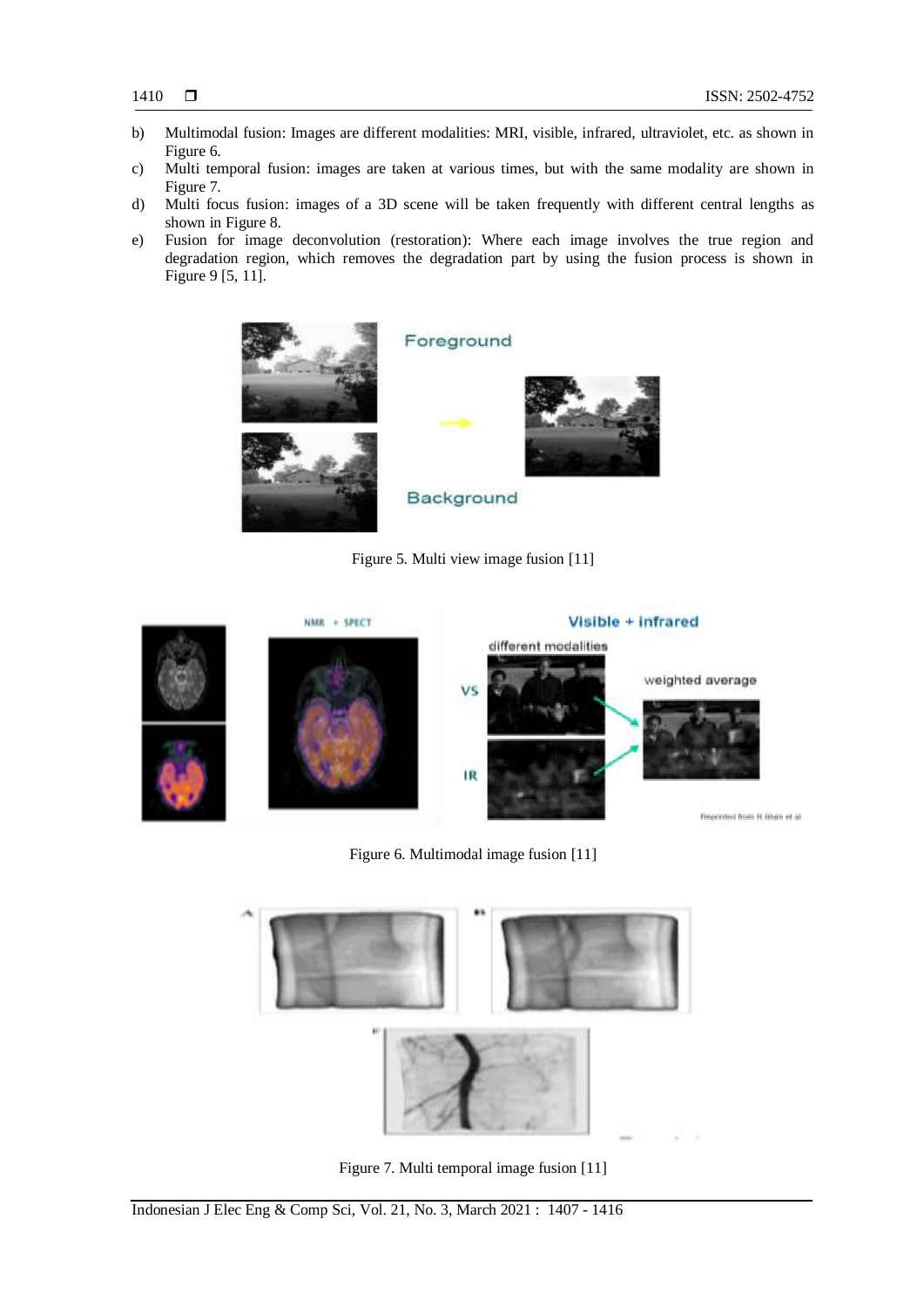b) Multimodal fusion: Images are different modalities: MRI, visible, infrared, ultraviolet, etc. as shown in Figure 6.
c) Multi temporal fusion: images are taken at various times, but with the same modality are shown in Figure 7.
d) Multi focus fusion: images of a 3D scene will be taken frequently with different central lengths as shown in Figure 8.
e) Fusion for image deconvolution (restoration): Where each image involves the true region and degradation region, which removes the degradation part by using the fusion process is shown in Figure 9 [5, 11].

Figure 5. Multi view image fusion [11]

Figure 6. Multimodal image fusion [11]

Figure 7. Multi temporal image fusion [11]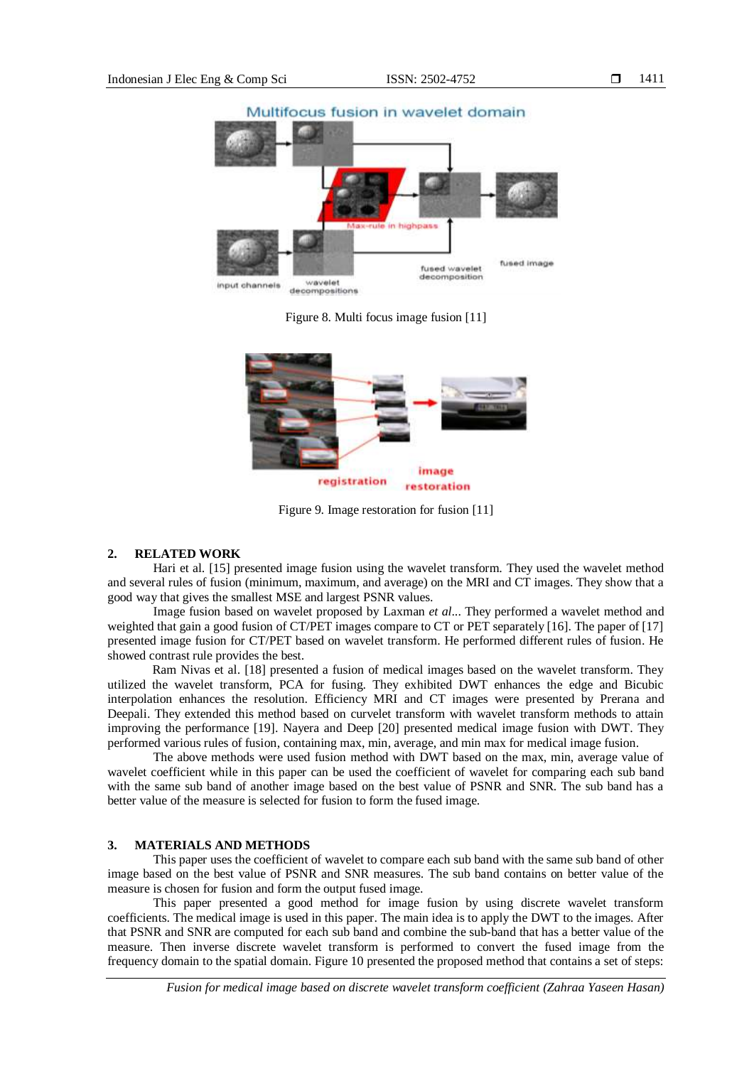Figure 8. Multi focus image fusion [11]

Figure 9. Image restoration for fusion [11]

## 2. RELATED WORK

Hari et al. [15] presented image fusion using the wavelet transform. They used the wavelet method and several rules of fusion (minimum, maximum, and average) on the MRI and CT images. They show that a good way that gives the smallest MSE and largest PSNR values.

Image fusion based on wavelet proposed by Laxman *et al*... They performed a wavelet method and weighted that gain a good fusion of CT/PET images compare to CT or PET separately [16]. The paper of [17] presented image fusion for CT/PET based on wavelet transform. He performed different rules of fusion. He showed contrast rule provides the best.

Ram Nivas et al. [18] presented a fusion of medical images based on the wavelet transform. They utilized the wavelet transform, PCA for fusing. They exhibited DWT enhances the edge and Bicubic interpolation enhances the resolution. Efficiency MRI and CT images were presented by Prerana and Deepali. They extended this method based on curvelet transform with wavelet transform methods to attain improving the performance [19]. Nayera and Deep [20] presented medical image fusion with DWT. They performed various rules of fusion, containing max, min, average, and min max for medical image fusion.

The above methods were used fusion method with DWT based on the max, min, average value of wavelet coefficient while in this paper can be used the coefficient of wavelet for comparing each sub band with the same sub band of another image based on the best value of PSNR and SNR. The sub band has a better value of the measure is selected for fusion to form the fused image.

## 3. MATERIALS AND METHODS

This paper uses the coefficient of wavelet to compare each sub band with the same sub band of other image based on the best value of PSNR and SNR measures. The sub band contains on better value of the measure is chosen for fusion and form the output fused image.

This paper presented a good method for image fusion by using discrete wavelet transform coefficients. The medical image is used in this paper. The main idea is to apply the DWT to the images. After that PSNR and SNR are computed for each sub band and combine the sub-band that has a better value of the measure. Then inverse discrete wavelet transform is performed to convert the fused image from the frequency domain to the spatial domain. Figure 10 presented the proposed method that contains a set of steps: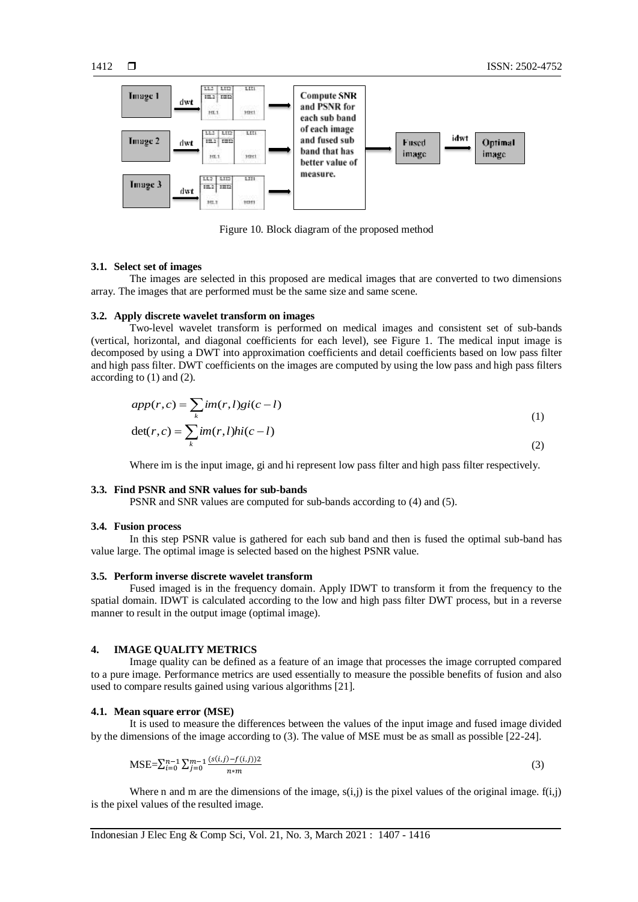Figure 10. Block diagram of the proposed method

### 3.1. Select set of images

The images are selected in this proposed are medical images that are converted to two dimensions array. The images that are performed must be the same size and same scene.

### 3.2. Apply discrete wavelet transform on images

Two-level wavelet transform is performed on medical images and consistent set of sub-bands (vertical, horizontal, and diagonal coefficients for each level), see Figure 1. The medical input image is decomposed by using a DWT into approximation coefficients and detail coefficients based on low pass filter and high pass filter. DWT coefficients on the images are computed by using the low pass and high pass filters according to (1) and (2).

$$app(r,c) = \sum_{k} im(r,l)gi(c-l) \tag{1}$$

$$\det(r,c) = \sum_{k} im(r,l)hi(c-l) \tag{2}$$

Where im is the input image, gi and hi represent low pass filter and high pass filter respectively.

### 3.3. Find PSNR and SNR values for sub-bands

PSNR and SNR values are computed for sub-bands according to (4) and (5).

### 3.4. Fusion process

In this step PSNR value is gathered for each sub band and then is fused the optimal sub-band has value large. The optimal image is selected based on the highest PSNR value.

### 3.5. Perform inverse discrete wavelet transform

Fused imaged is in the frequency domain. Apply IDWT to transform it from the frequency to the spatial domain. IDWT is calculated according to the low and high pass filter DWT process, but in a reverse manner to result in the output image (optimal image).

## 4. IMAGE QUALITY METRICS

Image quality can be defined as a feature of an image that processes the image corrupted compared to a pure image. Performance metrics are used essentially to measure the possible benefits of fusion and also used to compare results gained using various algorithms [21].

### 4.1. Mean square error (MSE)

It is used to measure the differences between the values of the input image and fused image divided by the dimensions of the image according to (3). The value of MSE must be as small as possible [22-24].

$$\text{MSE}=\sum_{i=0}^{n-1}\sum_{j=0}^{m-1}\frac{(s(i,j)-f(i,j))2}{n*m} \tag{3}$$

Where n and m are the dimensions of the image, s(i,j) is the pixel values of the original image. f(i,j) is the pixel values of the resulted image.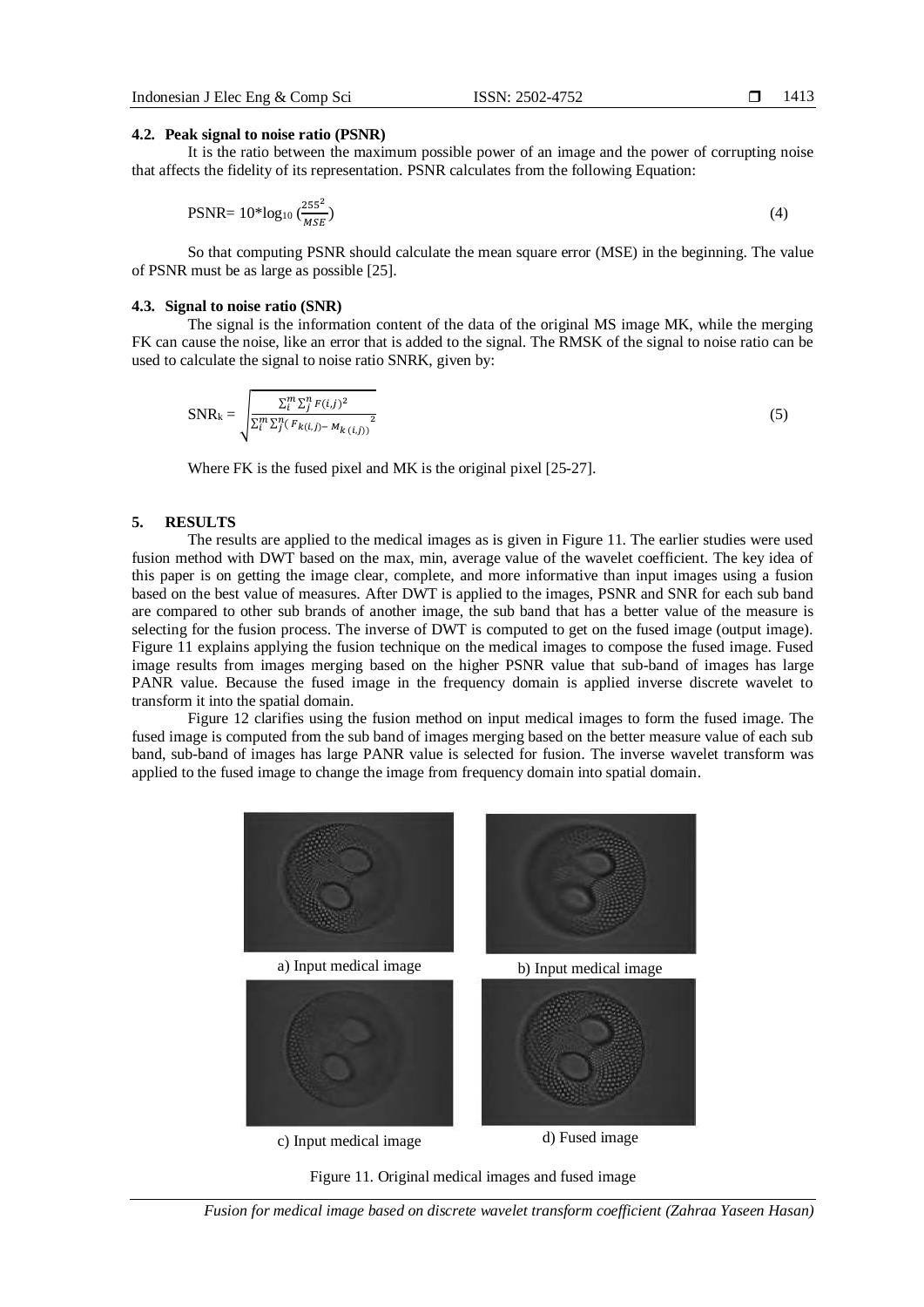### 4.2. Peak signal to noise ratio (PSNR)

It is the ratio between the maximum possible power of an image and the power of corrupting noise that affects the fidelity of its representation. PSNR calculates from the following Equation:

$$\text{PSNR} = 10 * \log_{10}\left(\frac{255^2}{MSE}\right) \tag{4}$$

So that computing PSNR should calculate the mean square error (MSE) in the beginning. The value of PSNR must be as large as possible [25].

### 4.3. Signal to noise ratio (SNR)

The signal is the information content of the data of the original MS image MK, while the merging FK can cause the noise, like an error that is added to the signal. The RMSK of the signal to noise ratio can be used to calculate the signal to noise ratio SNRK, given by:

$$\text{SNR}_k = \sqrt{\frac{\sum_i^m \sum_j^n F(i,j)^2}{\sum_i^m \sum_j^n (F_{k(i,j)} - M_{k(i,j)})^2}} \tag{5}$$

Where FK is the fused pixel and MK is the original pixel [25-27].

## 5. RESULTS

The results are applied to the medical images as is given in Figure 11. The earlier studies were used fusion method with DWT based on the max, min, average value of the wavelet coefficient. The key idea of this paper is on getting the image clear, complete, and more informative than input images using a fusion based on the best value of measures. After DWT is applied to the images, PSNR and SNR for each sub band are compared to other sub brands of another image, the sub band that has a better value of the measure is selecting for the fusion process. The inverse of DWT is computed to get on the fused image (output image). Figure 11 explains applying the fusion technique on the medical images to compose the fused image. Fused image results from images merging based on the higher PSNR value that sub-band of images has large PANR value. Because the fused image in the frequency domain is applied inverse discrete wavelet to transform it into the spatial domain.

Figure 12 clarifies using the fusion method on input medical images to form the fused image. The fused image is computed from the sub band of images merging based on the better measure value of each sub band, sub-band of images has large PANR value is selected for fusion. The inverse wavelet transform was applied to the fused image to change the image from frequency domain into spatial domain.

a) Input medical image

b) Input medical image

c) Input medical image

d) Fused image

Figure 11. Original medical images and fused image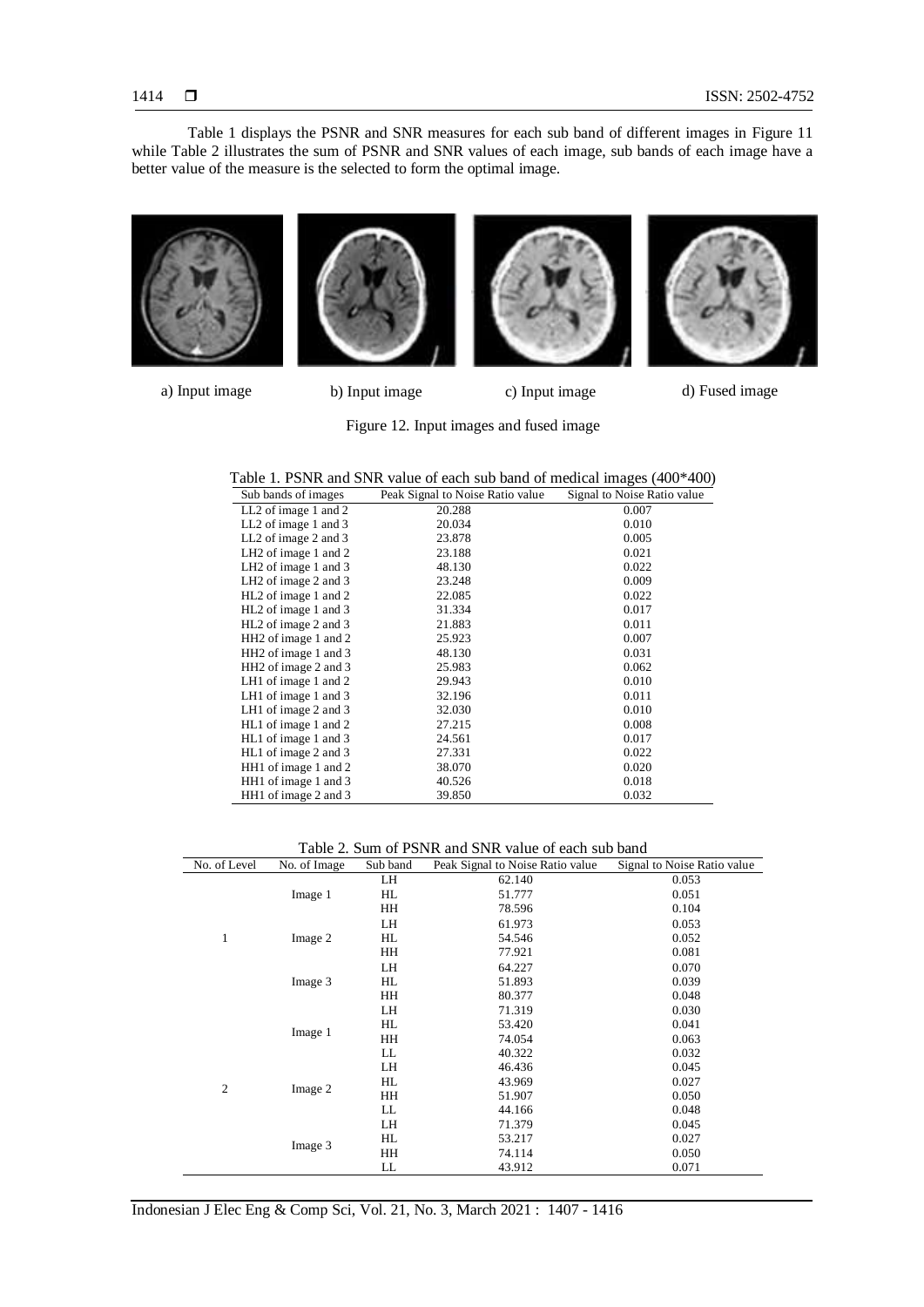Table 1 displays the PSNR and SNR measures for each sub band of different images in Figure 11 while Table 2 illustrates the sum of PSNR and SNR values of each image, sub bands of each image have a better value of the measure is the selected to form the optimal image.

a) Input image b) Input image c) Input image d) Fused image

Figure 12. Input images and fused image

Table 1. PSNR and SNR value of each sub band of medical images (400*400)

| Sub bands of images | Peak Signal to Noise Ratio value | Signal to Noise Ratio value |
|---|---|---|
| LL2 of image 1 and 2 | 20.288 | 0.007 |
| LL2 of image 1 and 3 | 20.034 | 0.010 |
| LL2 of image 2 and 3 | 23.878 | 0.005 |
| LH2 of image 1 and 2 | 23.188 | 0.021 |
| LH2 of image 1 and 3 | 48.130 | 0.022 |
| LH2 of image 2 and 3 | 23.248 | 0.009 |
| HL2 of image 1 and 2 | 22.085 | 0.022 |
| HL2 of image 1 and 3 | 31.334 | 0.017 |
| HL2 of image 2 and 3 | 21.883 | 0.011 |
| HH2 of image 1 and 2 | 25.923 | 0.007 |
| HH2 of image 1 and 3 | 48.130 | 0.031 |
| HH2 of image 2 and 3 | 25.983 | 0.062 |
| LH1 of image 1 and 2 | 29.943 | 0.010 |
| LH1 of image 1 and 3 | 32.196 | 0.011 |
| LH1 of image 2 and 3 | 32.030 | 0.010 |
| HL1 of image 1 and 2 | 27.215 | 0.008 |
| HL1 of image 1 and 3 | 24.561 | 0.017 |
| HL1 of image 2 and 3 | 27.331 | 0.022 |
| HH1 of image 1 and 2 | 38.070 | 0.020 |
| HH1 of image 1 and 3 | 40.526 | 0.018 |
| HH1 of image 2 and 3 | 39.850 | 0.032 |

Table 2. Sum of PSNR and SNR value of each sub band

| No. of Level | No. of Image | Sub band | Peak Signal to Noise Ratio value | Signal to Noise Ratio value |
|---|---|---|---|---|
| 1 | Image 1 | LH | 62.140 | 0.053 |
| | | HL | 51.777 | 0.051 |
| | | HH | 78.596 | 0.104 |
| | Image 2 | LH | 61.973 | 0.053 |
| | | HL | 54.546 | 0.052 |
| | | HH | 77.921 | 0.081 |
| | Image 3 | LH | 64.227 | 0.070 |
| | | HL | 51.893 | 0.039 |
| | | HH | 80.377 | 0.048 |
| 2 | Image 1 | LH | 71.319 | 0.030 |
| | | HL | 53.420 | 0.041 |
| | | HH | 74.054 | 0.063 |
| | | LL | 40.322 | 0.032 |
| | Image 2 | LH | 46.436 | 0.045 |
| | | HL | 43.969 | 0.027 |
| | | HH | 51.907 | 0.050 |
| | | LL | 44.166 | 0.048 |
| | Image 3 | LH | 71.379 | 0.045 |
| | | HL | 53.217 | 0.027 |
| | | HH | 74.114 | 0.050 |
| | | LL | 43.912 | 0.071 |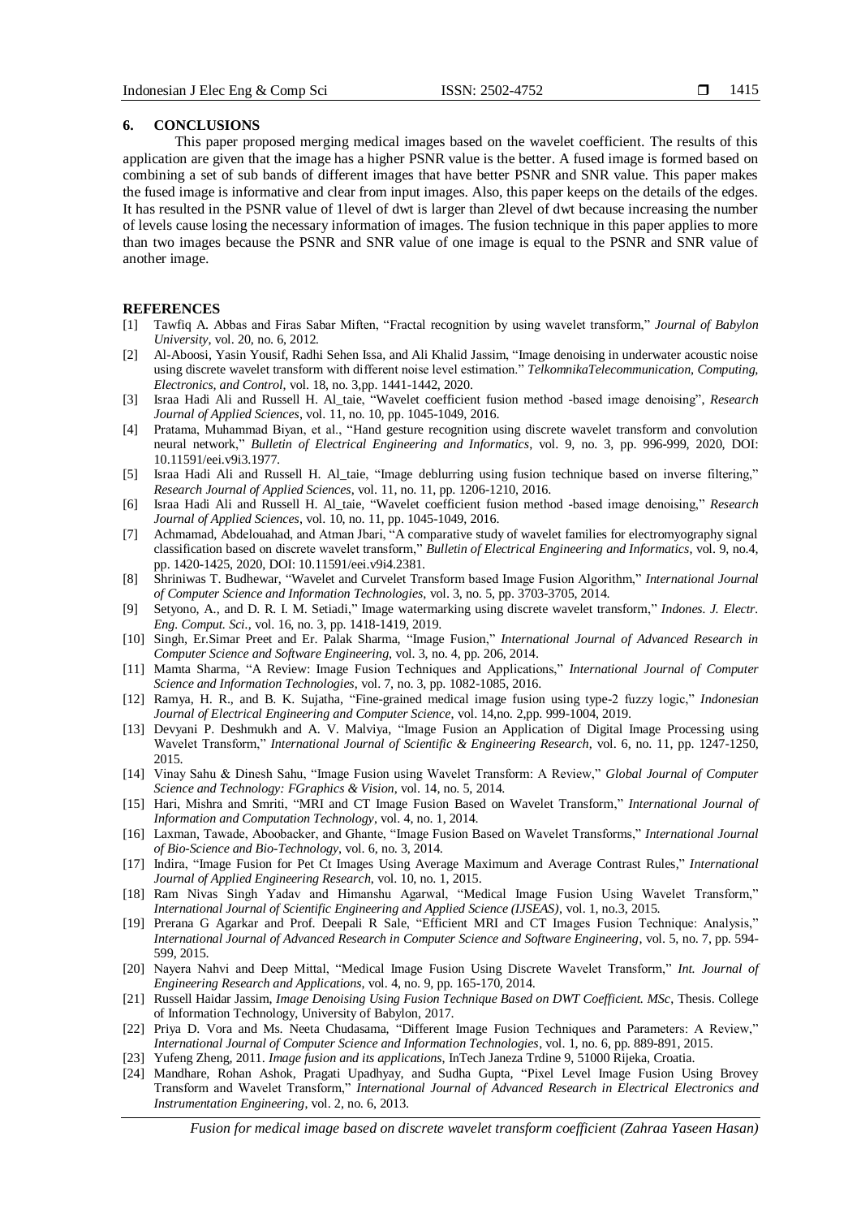## 6. CONCLUSIONS

This paper proposed merging medical images based on the wavelet coefficient. The results of this application are given that the image has a higher PSNR value is the better. A fused image is formed based on combining a set of sub bands of different images that have better PSNR and SNR value. This paper makes the fused image is informative and clear from input images. Also, this paper keeps on the details of the edges. It has resulted in the PSNR value of 1level of dwt is larger than 2level of dwt because increasing the number of levels cause losing the necessary information of images. The fusion technique in this paper applies to more than two images because the PSNR and SNR value of one image is equal to the PSNR and SNR value of another image.

## REFERENCES

[1] Tawfiq A. Abbas and Firas Sabar Miften, "Fractal recognition by using wavelet transform," *Journal of Babylon University*, vol. 20, no. 6, 2012.

[2] Al-Aboosi, Yasin Yousif, Radhi Sehen Issa, and Ali Khalid Jassim, "Image denoising in underwater acoustic noise using discrete wavelet transform with different noise level estimation." *TelkomnikaTelecommunication, Computing, Electronics, and Control*, vol. 18, no. 3,pp. 1441-1442, 2020.

[3] Israa Hadi Ali and Russell H. Al_taie, "Wavelet coefficient fusion method -based image denoising", *Research Journal of Applied Sciences*, vol. 11, no. 10, pp. 1045-1049, 2016.

[4] Pratama, Muhammad Biyan, et al., "Hand gesture recognition using discrete wavelet transform and convolution neural network," *Bulletin of Electrical Engineering and Informatics*, vol. 9, no. 3, pp. 996-999, 2020, DOI: 10.11591/eei.v9i3.1977.

[5] Israa Hadi Ali and Russell H. Al_taie, "Image deblurring using fusion technique based on inverse filtering," *Research Journal of Applied Sciences*, vol. 11, no. 11, pp. 1206-1210, 2016.

[6] Israa Hadi Ali and Russell H. Al_taie, "Wavelet coefficient fusion method -based image denoising," *Research Journal of Applied Sciences*, vol. 10, no. 11, pp. 1045-1049, 2016.

[7] Achmamad, Abdelouahad, and Atman Jbari, "A comparative study of wavelet families for electromyography signal classification based on discrete wavelet transform," *Bulletin of Electrical Engineering and Informatics*, vol. 9, no.4, pp. 1420-1425, 2020, DOI: 10.11591/eei.v9i4.2381.

[8] Shriniwas T. Budhewar, "Wavelet and Curvelet Transform based Image Fusion Algorithm," *International Journal of Computer Science and Information Technologies*, vol. 3, no. 5, pp. 3703-3705, 2014.

[9] Setyono, A., and D. R. I. M. Setiadi," Image watermarking using discrete wavelet transform," *Indones. J. Electr. Eng. Comput. Sci.*, vol. 16, no. 3, pp. 1418-1419, 2019.

[10] Singh, Er.Simar Preet and Er. Palak Sharma, "Image Fusion," *International Journal of Advanced Research in Computer Science and Software Engineering*, vol. 3, no. 4, pp. 206, 2014.

[11] Mamta Sharma, "A Review: Image Fusion Techniques and Applications," *International Journal of Computer Science and Information Technologies*, vol. 7, no. 3, pp. 1082-1085, 2016.

[12] Ramya, H. R., and B. K. Sujatha, "Fine-grained medical image fusion using type-2 fuzzy logic," *Indonesian Journal of Electrical Engineering and Computer Science*, vol. 14,no. 2,pp. 999-1004, 2019.

[13] Devyani P. Deshmukh and A. V. Malviya, "Image Fusion an Application of Digital Image Processing using Wavelet Transform," *International Journal of Scientific & Engineering Research*, vol. 6, no. 11, pp. 1247-1250, 2015.

[14] Vinay Sahu & Dinesh Sahu, "Image Fusion using Wavelet Transform: A Review," *Global Journal of Computer Science and Technology: FGraphics & Vision*, vol. 14, no. 5, 2014.

[15] Hari, Mishra and Smriti, "MRI and CT Image Fusion Based on Wavelet Transform," *International Journal of Information and Computation Technology*, vol. 4, no. 1, 2014.

[16] Laxman, Tawade, Aboobacker, and Ghante, "Image Fusion Based on Wavelet Transforms," *International Journal of Bio-Science and Bio-Technology*, vol. 6, no. 3, 2014.

[17] Indira, "Image Fusion for Pet Ct Images Using Average Maximum and Average Contrast Rules," *International Journal of Applied Engineering Research*, vol. 10, no. 1, 2015.

[18] Ram Nivas Singh Yadav and Himanshu Agarwal, "Medical Image Fusion Using Wavelet Transform," *International Journal of Scientific Engineering and Applied Science (IJSEAS)*, vol. 1, no.3, 2015.

[19] Prerana G Agarkar and Prof. Deepali R Sale, "Efficient MRI and CT Images Fusion Technique: Analysis," *International Journal of Advanced Research in Computer Science and Software Engineering*, vol. 5, no. 7, pp. 594-599, 2015.

[20] Nayera Nahvi and Deep Mittal, "Medical Image Fusion Using Discrete Wavelet Transform," *Int. Journal of Engineering Research and Applications*, vol. 4, no. 9, pp. 165-170, 2014.

[21] Russell Haidar Jassim, *Image Denoising Using Fusion Technique Based on DWT Coefficient. MSc*, Thesis. College of Information Technology, University of Babylon, 2017.

[22] Priya D. Vora and Ms. Neeta Chudasama, "Different Image Fusion Techniques and Parameters: A Review," *International Journal of Computer Science and Information Technologies*, vol. 1, no. 6, pp. 889-891, 2015.

[23] Yufeng Zheng, 2011. *Image fusion and its applications*, InTech Janeza Trdine 9, 51000 Rijeka, Croatia.

[24] Mandhare, Rohan Ashok, Pragati Upadhyay, and Sudha Gupta, "Pixel Level Image Fusion Using Brovey Transform and Wavelet Transform," *International Journal of Advanced Research in Electrical Electronics and Instrumentation Engineering*, vol. 2, no. 6, 2013.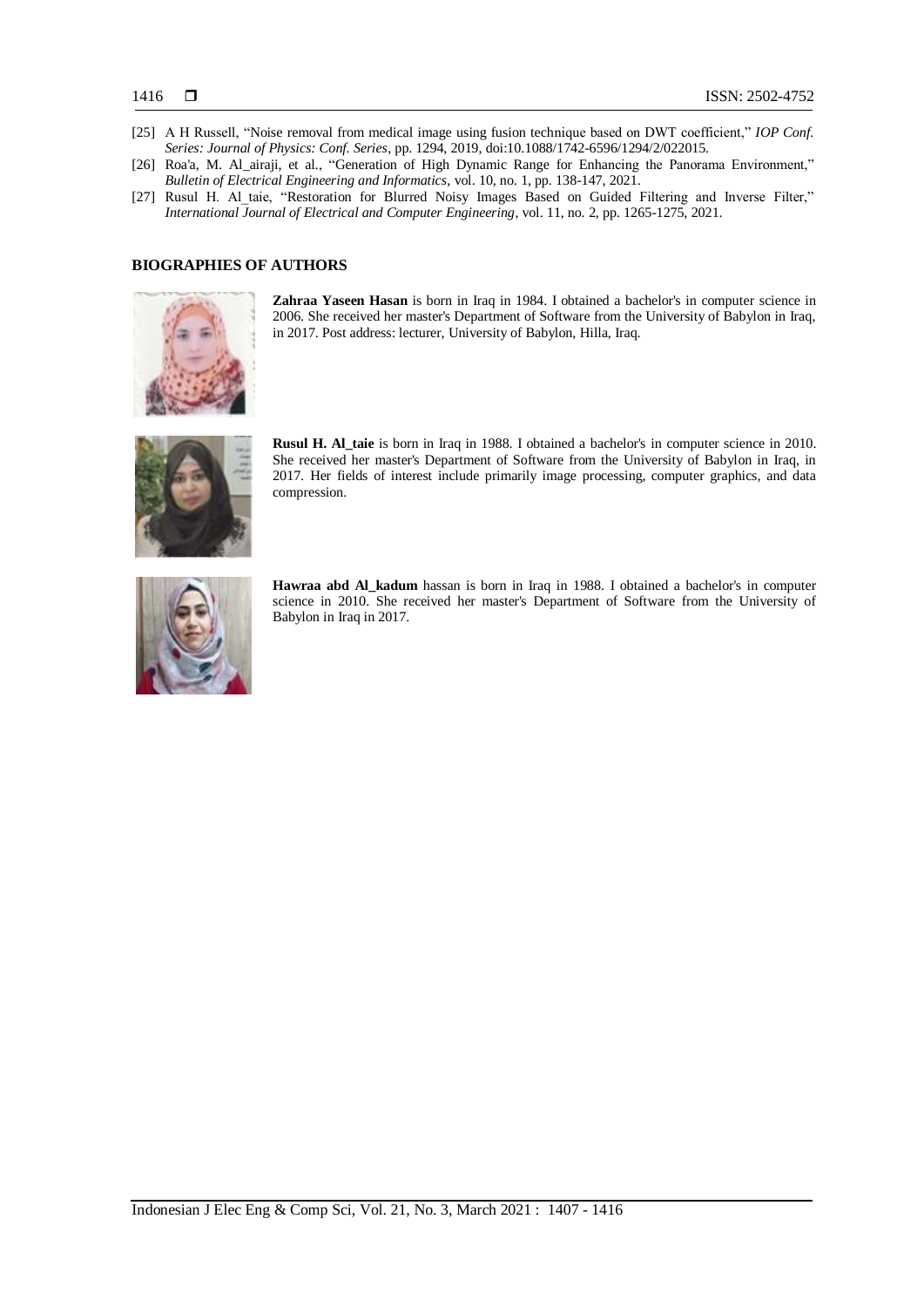[25] A H Russell, "Noise removal from medical image using fusion technique based on DWT coefficient," *IOP Conf. Series: Journal of Physics: Conf. Series*, pp. 1294, 2019, doi:10.1088/1742-6596/1294/2/022015.

[26] Roa'a, M. Al_airaji, et al., "Generation of High Dynamic Range for Enhancing the Panorama Environment," *Bulletin of Electrical Engineering and Informatics*, vol. 10, no. 1, pp. 138-147, 2021.

[27] Rusul H. Al_taie, "Restoration for Blurred Noisy Images Based on Guided Filtering and Inverse Filter," *International Journal of Electrical and Computer Engineering*, vol. 11, no. 2, pp. 1265-1275, 2021.

## BIOGRAPHIES OF AUTHORS

**Zahraa Yaseen Hasan** is born in Iraq in 1984. I obtained a bachelor's in computer science in 2006. She received her master's Department of Software from the University of Babylon in Iraq, in 2017. Post address: lecturer, University of Babylon, Hilla, Iraq.

**Rusul H. Al_taie** is born in Iraq in 1988. I obtained a bachelor's in computer science in 2010. She received her master's Department of Software from the University of Babylon in Iraq, in 2017. Her fields of interest include primarily image processing, computer graphics, and data compression.

**Hawraa abd Al_kadum** hassan is born in Iraq in 1988. I obtained a bachelor's in computer science in 2010. She received her master's Department of Software from the University of Babylon in Iraq in 2017.